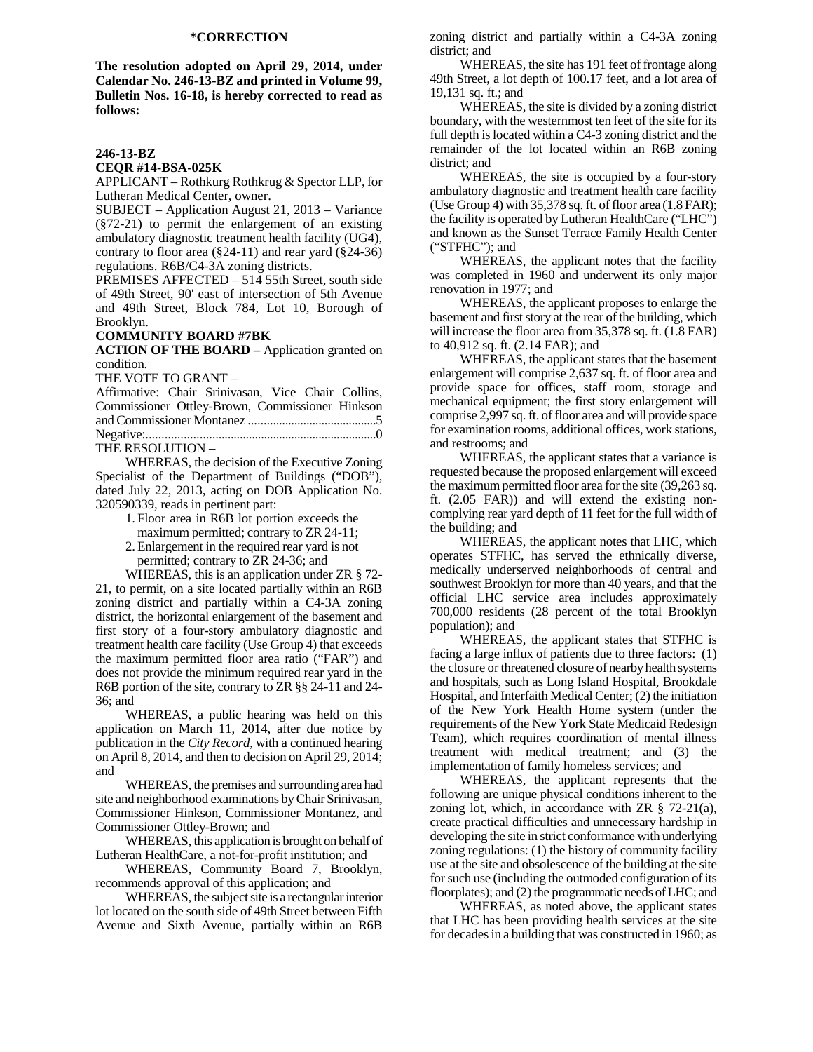**\*CORRECTION**

**The resolution adopted on April 29, 2014, under Calendar No. 246-13-BZ and printed in Volume 99, Bulletin Nos. 16-18, is hereby corrected to read as follows:**

**246-13-BZ**

**CEQR #14-BSA-025K**

APPLICANT – Rothkurg Rothkrug & Spector LLP, for Lutheran Medical Center, owner.

SUBJECT – Application August 21, 2013 – Variance (§72-21) to permit the enlargement of an existing ambulatory diagnostic treatment health facility (UG4), contrary to floor area (§24-11) and rear yard (§24-36) regulations. R6B/C4-3A zoning districts.

PREMISES AFFECTED – 514 55th Street, south side of 49th Street, 90' east of intersection of 5th Avenue and 49th Street, Block 784, Lot 10, Borough of Brooklyn.

**COMMUNITY BOARD #7BK**

**ACTION OF THE BOARD –** Application granted on condition.

THE VOTE TO GRANT –

Affirmative: Chair Srinivasan, Vice Chair Collins, Commissioner Ottley-Brown, Commissioner Hinkson and Commissioner Montanez ..........................................5

Negative:...........................................................................0

THE RESOLUTION –

WHEREAS, the decision of the Executive Zoning Specialist of the Department of Buildings ("DOB"), dated July 22, 2013, acting on DOB Application No. 320590339, reads in pertinent part:

1. Floor area in R6B lot portion exceeds the maximum permitted; contrary to ZR 24-11;
2. Enlargement in the required rear yard is not permitted; contrary to ZR 24-36; and

WHEREAS, this is an application under ZR § 72-21, to permit, on a site located partially within an R6B zoning district and partially within a C4-3A zoning district, the horizontal enlargement of the basement and first story of a four-story ambulatory diagnostic and treatment health care facility (Use Group 4) that exceeds the maximum permitted floor area ratio ("FAR") and does not provide the minimum required rear yard in the R6B portion of the site, contrary to ZR §§ 24-11 and 24-36; and

WHEREAS, a public hearing was held on this application on March 11, 2014, after due notice by publication in the *City Record*, with a continued hearing on April 8, 2014, and then to decision on April 29, 2014; and

WHEREAS, the premises and surrounding area had site and neighborhood examinations by Chair Srinivasan, Commissioner Hinkson, Commissioner Montanez, and Commissioner Ottley-Brown; and

WHEREAS, this application is brought on behalf of Lutheran HealthCare, a not-for-profit institution; and

WHEREAS, Community Board 7, Brooklyn, recommends approval of this application; and

WHEREAS, the subject site is a rectangular interior lot located on the south side of 49th Street between Fifth Avenue and Sixth Avenue, partially within an R6B zoning district and partially within a C4-3A zoning district; and

WHEREAS, the site has 191 feet of frontage along 49th Street, a lot depth of 100.17 feet, and a lot area of 19,131 sq. ft.; and

WHEREAS, the site is divided by a zoning district boundary, with the westernmost ten feet of the site for its full depth is located within a C4-3 zoning district and the remainder of the lot located within an R6B zoning district; and

WHEREAS, the site is occupied by a four-story ambulatory diagnostic and treatment health care facility (Use Group 4) with 35,378 sq. ft. of floor area (1.8 FAR); the facility is operated by Lutheran HealthCare ("LHC") and known as the Sunset Terrace Family Health Center ("STFHC"); and

WHEREAS, the applicant notes that the facility was completed in 1960 and underwent its only major renovation in 1977; and

WHEREAS, the applicant proposes to enlarge the basement and first story at the rear of the building, which will increase the floor area from 35,378 sq. ft. (1.8 FAR) to 40,912 sq. ft. (2.14 FAR); and

WHEREAS, the applicant states that the basement enlargement will comprise 2,637 sq. ft. of floor area and provide space for offices, staff room, storage and mechanical equipment; the first story enlargement will comprise 2,997 sq. ft. of floor area and will provide space for examination rooms, additional offices, work stations, and restrooms; and

WHEREAS, the applicant states that a variance is requested because the proposed enlargement will exceed the maximum permitted floor area for the site (39,263 sq. ft. (2.05 FAR)) and will extend the existing non-complying rear yard depth of 11 feet for the full width of the building; and

WHEREAS, the applicant notes that LHC, which operates STFHC, has served the ethnically diverse, medically underserved neighborhoods of central and southwest Brooklyn for more than 40 years, and that the official LHC service area includes approximately 700,000 residents (28 percent of the total Brooklyn population); and

WHEREAS, the applicant states that STFHC is facing a large influx of patients due to three factors: (1) the closure or threatened closure of nearby health systems and hospitals, such as Long Island Hospital, Brookdale Hospital, and Interfaith Medical Center; (2) the initiation of the New York Health Home system (under the requirements of the New York State Medicaid Redesign Team), which requires coordination of mental illness treatment with medical treatment; and (3) the implementation of family homeless services; and

WHEREAS, the applicant represents that the following are unique physical conditions inherent to the zoning lot, which, in accordance with ZR § 72-21(a), create practical difficulties and unnecessary hardship in developing the site in strict conformance with underlying zoning regulations: (1) the history of community facility use at the site and obsolescence of the building at the site for such use (including the outmoded configuration of its floorplates); and (2) the programmatic needs of LHC; and

WHEREAS, as noted above, the applicant states that LHC has been providing health services at the site for decades in a building that was constructed in 1960; as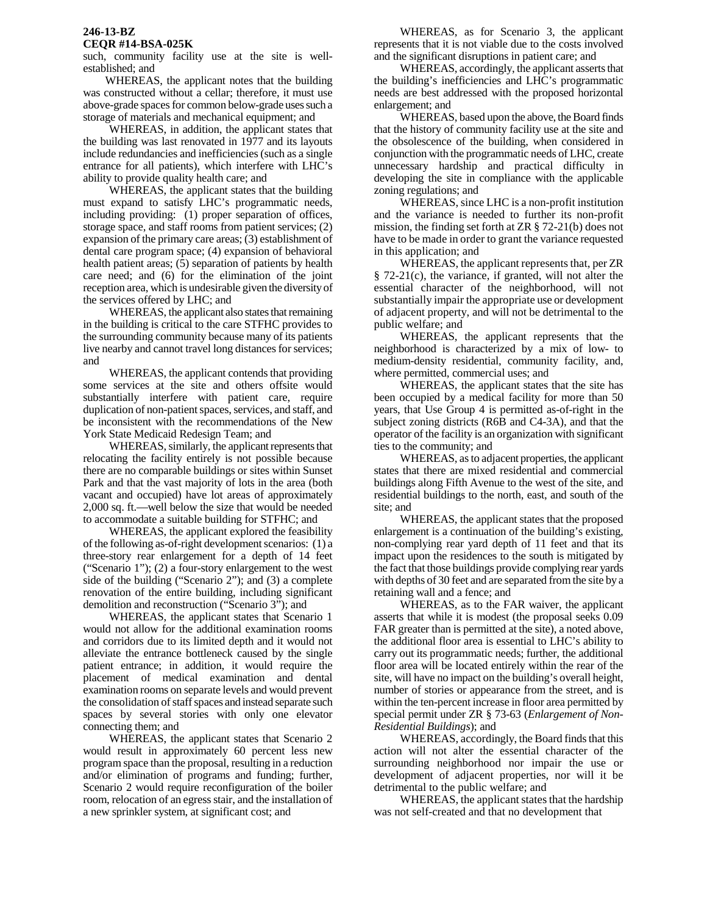**246-13-BZ**
**CEQR #14-BSA-025K**

such, community facility use at the site is well-established; and

WHEREAS, the applicant notes that the building was constructed without a cellar; therefore, it must use above-grade spaces for common below-grade uses such a storage of materials and mechanical equipment; and

WHEREAS, in addition, the applicant states that the building was last renovated in 1977 and its layouts include redundancies and inefficiencies (such as a single entrance for all patients), which interfere with LHC's ability to provide quality health care; and

WHEREAS, the applicant states that the building must expand to satisfy LHC's programmatic needs, including providing: (1) proper separation of offices, storage space, and staff rooms from patient services; (2) expansion of the primary care areas; (3) establishment of dental care program space; (4) expansion of behavioral health patient areas; (5) separation of patients by health care need; and (6) for the elimination of the joint reception area, which is undesirable given the diversity of the services offered by LHC; and

WHEREAS, the applicant also states that remaining in the building is critical to the care STFHC provides to the surrounding community because many of its patients live nearby and cannot travel long distances for services; and

WHEREAS, the applicant contends that providing some services at the site and others offsite would substantially interfere with patient care, require duplication of non-patient spaces, services, and staff, and be inconsistent with the recommendations of the New York State Medicaid Redesign Team; and

WHEREAS, similarly, the applicant represents that relocating the facility entirely is not possible because there are no comparable buildings or sites within Sunset Park and that the vast majority of lots in the area (both vacant and occupied) have lot areas of approximately 2,000 sq. ft.—well below the size that would be needed to accommodate a suitable building for STFHC; and

WHEREAS, the applicant explored the feasibility of the following as-of-right development scenarios: (1) a three-story rear enlargement for a depth of 14 feet ("Scenario 1"); (2) a four-story enlargement to the west side of the building ("Scenario 2"); and (3) a complete renovation of the entire building, including significant demolition and reconstruction ("Scenario 3"); and

WHEREAS, the applicant states that Scenario 1 would not allow for the additional examination rooms and corridors due to its limited depth and it would not alleviate the entrance bottleneck caused by the single patient entrance; in addition, it would require the placement of medical examination and dental examination rooms on separate levels and would prevent the consolidation of staff spaces and instead separate such spaces by several stories with only one elevator connecting them; and

WHEREAS, the applicant states that Scenario 2 would result in approximately 60 percent less new program space than the proposal, resulting in a reduction and/or elimination of programs and funding; further, Scenario 2 would require reconfiguration of the boiler room, relocation of an egress stair, and the installation of a new sprinkler system, at significant cost; and

WHEREAS, as for Scenario 3, the applicant represents that it is not viable due to the costs involved and the significant disruptions in patient care; and

WHEREAS, accordingly, the applicant asserts that the building's inefficiencies and LHC's programmatic needs are best addressed with the proposed horizontal enlargement; and

WHEREAS, based upon the above, the Board finds that the history of community facility use at the site and the obsolescence of the building, when considered in conjunction with the programmatic needs of LHC, create unnecessary hardship and practical difficulty in developing the site in compliance with the applicable zoning regulations; and

WHEREAS, since LHC is a non-profit institution and the variance is needed to further its non-profit mission, the finding set forth at ZR § 72-21(b) does not have to be made in order to grant the variance requested in this application; and

WHEREAS, the applicant represents that, per ZR § 72-21(c), the variance, if granted, will not alter the essential character of the neighborhood, will not substantially impair the appropriate use or development of adjacent property, and will not be detrimental to the public welfare; and

WHEREAS, the applicant represents that the neighborhood is characterized by a mix of low- to medium-density residential, community facility, and, where permitted, commercial uses; and

WHEREAS, the applicant states that the site has been occupied by a medical facility for more than 50 years, that Use Group 4 is permitted as-of-right in the subject zoning districts (R6B and C4-3A), and that the operator of the facility is an organization with significant ties to the community; and

WHEREAS, as to adjacent properties, the applicant states that there are mixed residential and commercial buildings along Fifth Avenue to the west of the site, and residential buildings to the north, east, and south of the site; and

WHEREAS, the applicant states that the proposed enlargement is a continuation of the building's existing, non-complying rear yard depth of 11 feet and that its impact upon the residences to the south is mitigated by the fact that those buildings provide complying rear yards with depths of 30 feet and are separated from the site by a retaining wall and a fence; and

WHEREAS, as to the FAR waiver, the applicant asserts that while it is modest (the proposal seeks 0.09 FAR greater than is permitted at the site), a noted above, the additional floor area is essential to LHC's ability to carry out its programmatic needs; further, the additional floor area will be located entirely within the rear of the site, will have no impact on the building's overall height, number of stories or appearance from the street, and is within the ten-percent increase in floor area permitted by special permit under ZR § 73-63 (*Enlargement of Non-Residential Buildings*); and

WHEREAS, accordingly, the Board finds that this action will not alter the essential character of the surrounding neighborhood nor impair the use or development of adjacent properties, nor will it be detrimental to the public welfare; and

WHEREAS, the applicant states that the hardship was not self-created and that no development that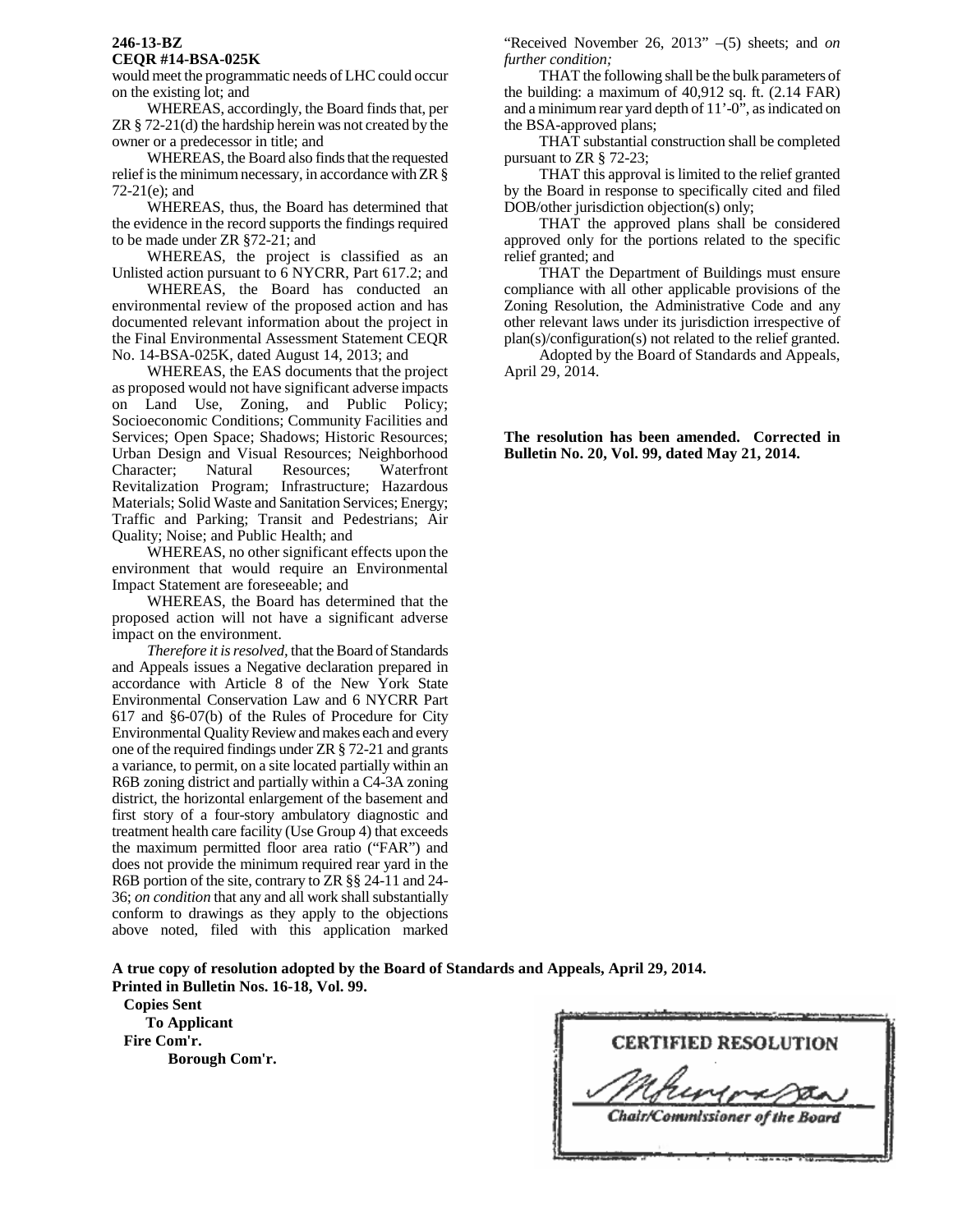**246-13-BZ**
**CEQR #14-BSA-025K**

would meet the programmatic needs of LHC could occur on the existing lot; and

WHEREAS, accordingly, the Board finds that, per ZR § 72-21(d) the hardship herein was not created by the owner or a predecessor in title; and

WHEREAS, the Board also finds that the requested relief is the minimum necessary, in accordance with ZR § 72-21(e); and

WHEREAS, thus, the Board has determined that the evidence in the record supports the findings required to be made under ZR §72-21; and

WHEREAS, the project is classified as an Unlisted action pursuant to 6 NYCRR, Part 617.2; and

WHEREAS, the Board has conducted an environmental review of the proposed action and has documented relevant information about the project in the Final Environmental Assessment Statement CEQR No. 14-BSA-025K, dated August 14, 2013; and

WHEREAS, the EAS documents that the project as proposed would not have significant adverse impacts on Land Use, Zoning, and Public Policy; Socioeconomic Conditions; Community Facilities and Services; Open Space; Shadows; Historic Resources; Urban Design and Visual Resources; Neighborhood Character; Natural Resources; Waterfront Revitalization Program; Infrastructure; Hazardous Materials; Solid Waste and Sanitation Services; Energy; Traffic and Parking; Transit and Pedestrians; Air Quality; Noise; and Public Health; and

WHEREAS, no other significant effects upon the environment that would require an Environmental Impact Statement are foreseeable; and

WHEREAS, the Board has determined that the proposed action will not have a significant adverse impact on the environment.

*Therefore it is resolved,* that the Board of Standards and Appeals issues a Negative declaration prepared in accordance with Article 8 of the New York State Environmental Conservation Law and 6 NYCRR Part 617 and §6-07(b) of the Rules of Procedure for City Environmental Quality Review and makes each and every one of the required findings under ZR § 72-21 and grants a variance, to permit, on a site located partially within an R6B zoning district and partially within a C4-3A zoning district, the horizontal enlargement of the basement and first story of a four-story ambulatory diagnostic and treatment health care facility (Use Group 4) that exceeds the maximum permitted floor area ratio ("FAR") and does not provide the minimum required rear yard in the R6B portion of the site, contrary to ZR §§ 24-11 and 24-36; *on condition* that any and all work shall substantially conform to drawings as they apply to the objections above noted, filed with this application marked "Received November 26, 2013" –(5) sheets; and *on further condition;*

THAT the following shall be the bulk parameters of the building: a maximum of 40,912 sq. ft. (2.14 FAR) and a minimum rear yard depth of 11'-0", as indicated on the BSA-approved plans;

THAT substantial construction shall be completed pursuant to ZR § 72-23;

THAT this approval is limited to the relief granted by the Board in response to specifically cited and filed DOB/other jurisdiction objection(s) only;

THAT the approved plans shall be considered approved only for the portions related to the specific relief granted; and

THAT the Department of Buildings must ensure compliance with all other applicable provisions of the Zoning Resolution, the Administrative Code and any other relevant laws under its jurisdiction irrespective of plan(s)/configuration(s) not related to the relief granted.

Adopted by the Board of Standards and Appeals, April 29, 2014.

**The resolution has been amended. Corrected in Bulletin No. 20, Vol. 99, dated May 21, 2014.**

**A true copy of resolution adopted by the Board of Standards and Appeals, April 29, 2014.**
**Printed in Bulletin Nos. 16-18, Vol. 99.**

**Copies Sent**
**To Applicant**
**Fire Com'r.**
**Borough Com'r.**

CERTIFIED RESOLUTION

Chair/Commissioner of the Board